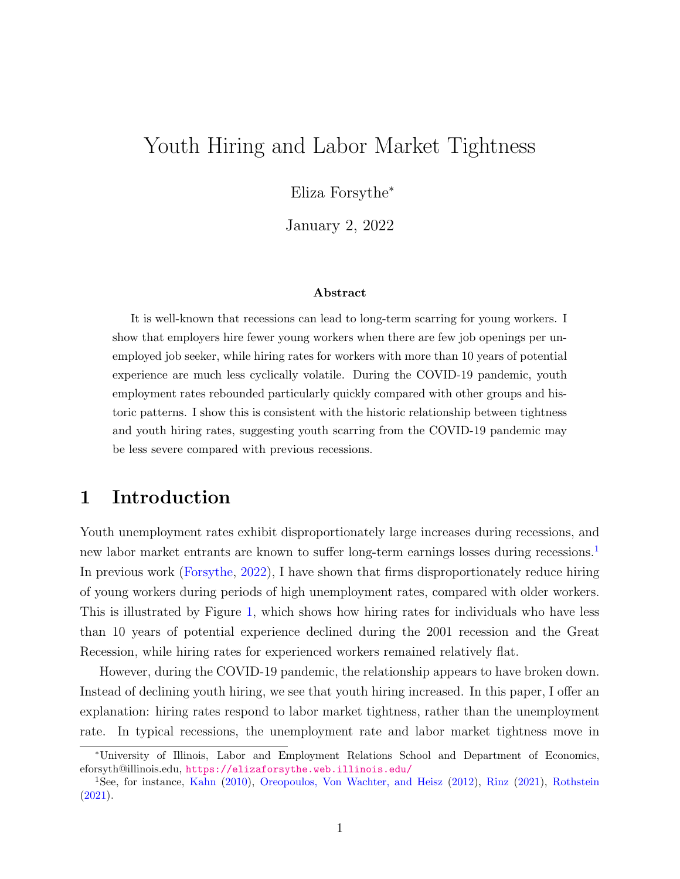# Youth Hiring and Labor Market Tightness

Eliza Forsythe*

January 2, 2022

**Abstract**

It is well-known that recessions can lead to long-term scarring for young workers. I show that employers hire fewer young workers when there are few job openings per unemployed job seeker, while hiring rates for workers with more than 10 years of potential experience are much less cyclically volatile. During the COVID-19 pandemic, youth employment rates rebounded particularly quickly compared with other groups and historic patterns. I show this is consistent with the historic relationship between tightness and youth hiring rates, suggesting youth scarring from the COVID-19 pandemic may be less severe compared with previous recessions.

## 1 Introduction

Youth unemployment rates exhibit disproportionately large increases during recessions, and new labor market entrants are known to suffer long-term earnings losses during recessions.[1] In previous work (Forsythe, 2022), I have shown that firms disproportionately reduce hiring of young workers during periods of high unemployment rates, compared with older workers. This is illustrated by Figure 1, which shows how hiring rates for individuals who have less than 10 years of potential experience declined during the 2001 recession and the Great Recession, while hiring rates for experienced workers remained relatively flat.

However, during the COVID-19 pandemic, the relationship appears to have broken down. Instead of declining youth hiring, we see that youth hiring increased. In this paper, I offer an explanation: hiring rates respond to labor market tightness, rather than the unemployment rate. In typical recessions, the unemployment rate and labor market tightness move in

*University of Illinois, Labor and Employment Relations School and Department of Economics, eforsyth@illinois.edu, https://elizaforsythe.web.illinois.edu/

[1] See, for instance, Kahn (2010), Oreopoulos, Von Wachter, and Heisz (2012), Rinz (2021), Rothstein (2021).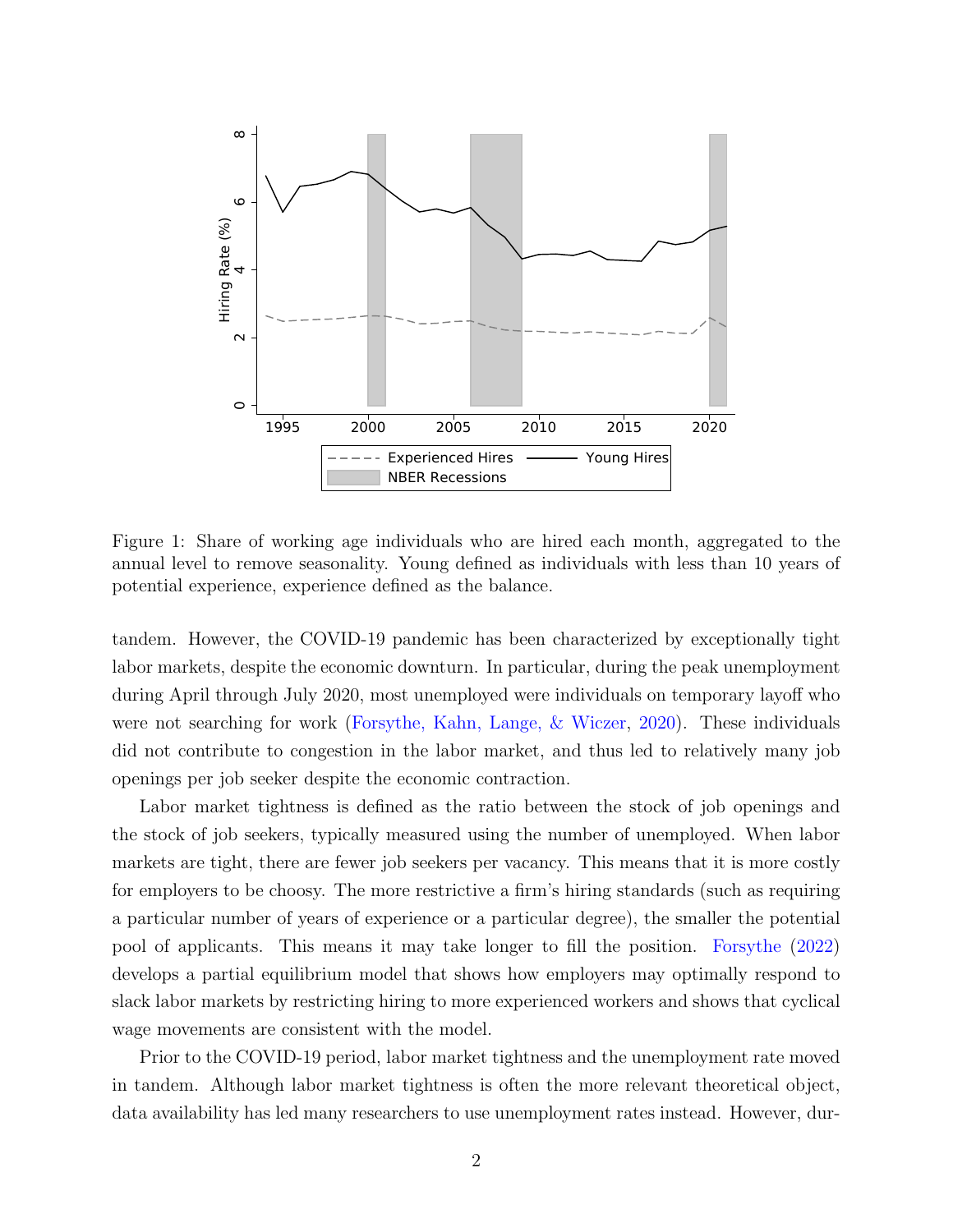Figure 1: Share of working age individuals who are hired each month, aggregated to the annual level to remove seasonality. Young defined as individuals with less than 10 years of potential experience, experience defined as the balance.

tandem. However, the COVID-19 pandemic has been characterized by exceptionally tight labor markets, despite the economic downturn. In particular, during the peak unemployment during April through July 2020, most unemployed were individuals on temporary layoff who were not searching for work (Forsythe, Kahn, Lange, & Wiczer, 2020). These individuals did not contribute to congestion in the labor market, and thus led to relatively many job openings per job seeker despite the economic contraction.

Labor market tightness is defined as the ratio between the stock of job openings and the stock of job seekers, typically measured using the number of unemployed. When labor markets are tight, there are fewer job seekers per vacancy. This means that it is more costly for employers to be choosy. The more restrictive a firm's hiring standards (such as requiring a particular number of years of experience or a particular degree), the smaller the potential pool of applicants. This means it may take longer to fill the position. Forsythe (2022) develops a partial equilibrium model that shows how employers may optimally respond to slack labor markets by restricting hiring to more experienced workers and shows that cyclical wage movements are consistent with the model.

Prior to the COVID-19 period, labor market tightness and the unemployment rate moved in tandem. Although labor market tightness is often the more relevant theoretical object, data availability has led many researchers to use unemployment rates instead. However, dur-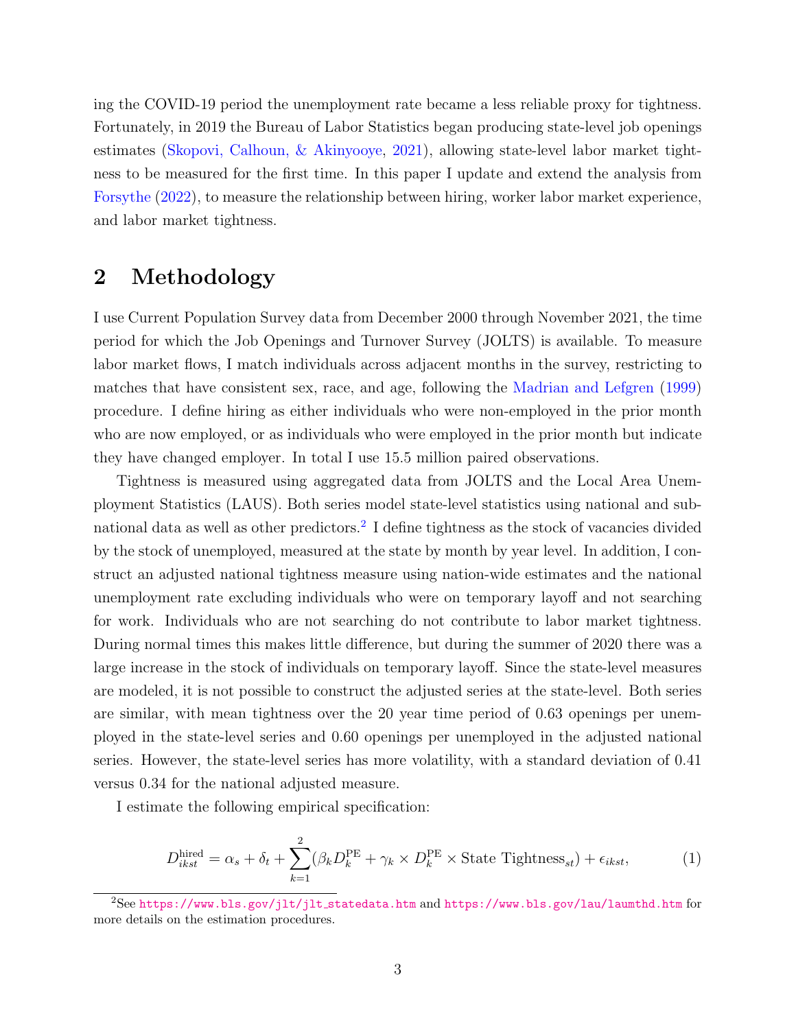ing the COVID-19 period the unemployment rate became a less reliable proxy for tightness. Fortunately, in 2019 the Bureau of Labor Statistics began producing state-level job openings estimates (Skopovi, Calhoun, & Akinyooye, 2021), allowing state-level labor market tightness to be measured for the first time. In this paper I update and extend the analysis from Forsythe (2022), to measure the relationship between hiring, worker labor market experience, and labor market tightness.

## 2 Methodology

I use Current Population Survey data from December 2000 through November 2021, the time period for which the Job Openings and Turnover Survey (JOLTS) is available. To measure labor market flows, I match individuals across adjacent months in the survey, restricting to matches that have consistent sex, race, and age, following the Madrian and Lefgren (1999) procedure. I define hiring as either individuals who were non-employed in the prior month who are now employed, or as individuals who were employed in the prior month but indicate they have changed employer. In total I use 15.5 million paired observations.

Tightness is measured using aggregated data from JOLTS and the Local Area Unemployment Statistics (LAUS). Both series model state-level statistics using national and subnational data as well as other predictors.[2] I define tightness as the stock of vacancies divided by the stock of unemployed, measured at the state by month by year level. In addition, I construct an adjusted national tightness measure using nation-wide estimates and the national unemployment rate excluding individuals who were on temporary layoff and not searching for work. Individuals who are not searching do not contribute to labor market tightness. During normal times this makes little difference, but during the summer of 2020 there was a large increase in the stock of individuals on temporary layoff. Since the state-level measures are modeled, it is not possible to construct the adjusted series at the state-level. Both series are similar, with mean tightness over the 20 year time period of 0.63 openings per unemployed in the state-level series and 0.60 openings per unemployed in the adjusted national series. However, the state-level series has more volatility, with a standard deviation of 0.41 versus 0.34 for the national adjusted measure.

I estimate the following empirical specification:

$$D_{ikst}^{\text{hired}} = \alpha_s + \delta_t + \sum_{k=1}^{2} (\beta_k D_k^{\text{PE}} + \gamma_k \times D_k^{\text{PE}} \times \text{State Tightness}_{st}) + \epsilon_{ikst}, \tag{1}$$

[2] See https://www.bls.gov/jlt/jlt_statedata.htm and https://www.bls.gov/lau/laumthd.htm for more details on the estimation procedures.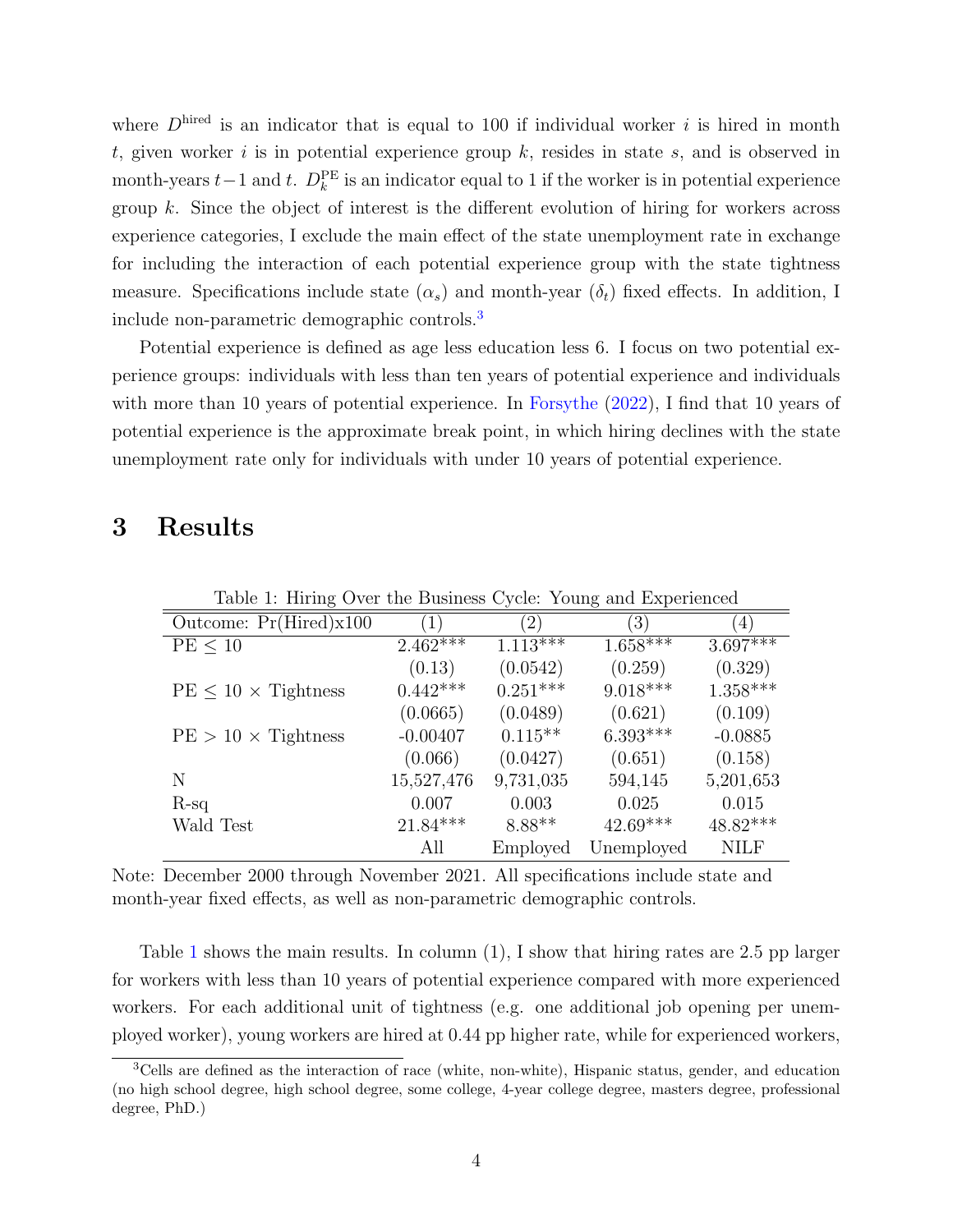where $D^{\text{hired}}$ is an indicator that is equal to 100 if individual worker $i$ is hired in month $t$, given worker $i$ is in potential experience group $k$, resides in state $s$, and is observed in month-years $t-1$ and $t$. $D_k^{\text{PE}}$ is an indicator equal to 1 if the worker is in potential experience group $k$. Since the object of interest is the different evolution of hiring for workers across experience categories, I exclude the main effect of the state unemployment rate in exchange for including the interaction of each potential experience group with the state tightness measure. Specifications include state ($\alpha_s$) and month-year ($\delta_t$) fixed effects. In addition, I include non-parametric demographic controls.[3]

Potential experience is defined as age less education less 6. I focus on two potential experience groups: individuals with less than ten years of potential experience and individuals with more than 10 years of potential experience. In Forsythe (2022), I find that 10 years of potential experience is the approximate break point, in which hiring declines with the state unemployment rate only for individuals with under 10 years of potential experience.

# 3 Results

Table 1: Hiring Over the Business Cycle: Young and Experienced

| Outcome: Pr(Hired)x100 | (1) | (2) | (3) | (4) |
|---|---|---|---|---|
| PE ≤ 10 | 2.462*** | 1.113*** | 1.658*** | 3.697*** |
| | (0.13) | (0.0542) | (0.259) | (0.329) |
| PE ≤ 10 × Tightness | 0.442*** | 0.251*** | 9.018*** | 1.358*** |
| | (0.0665) | (0.0489) | (0.621) | (0.109) |
| PE > 10 × Tightness | -0.00407 | 0.115** | 6.393*** | -0.0885 |
| | (0.066) | (0.0427) | (0.651) | (0.158) |
| N | 15,527,476 | 9,731,035 | 594,145 | 5,201,653 |
| R-sq | 0.007 | 0.003 | 0.025 | 0.015 |
| Wald Test | 21.84*** | 8.88** | 42.69*** | 48.82*** |
| | All | Employed | Unemployed | NILF |

Note: December 2000 through November 2021. All specifications include state and month-year fixed effects, as well as non-parametric demographic controls.

Table 1 shows the main results. In column (1), I show that hiring rates are 2.5 pp larger for workers with less than 10 years of potential experience compared with more experienced workers. For each additional unit of tightness (e.g. one additional job opening per unemployed worker), young workers are hired at 0.44 pp higher rate, while for experienced workers,

[3] Cells are defined as the interaction of race (white, non-white), Hispanic status, gender, and education (no high school degree, high school degree, some college, 4-year college degree, masters degree, professional degree, PhD.)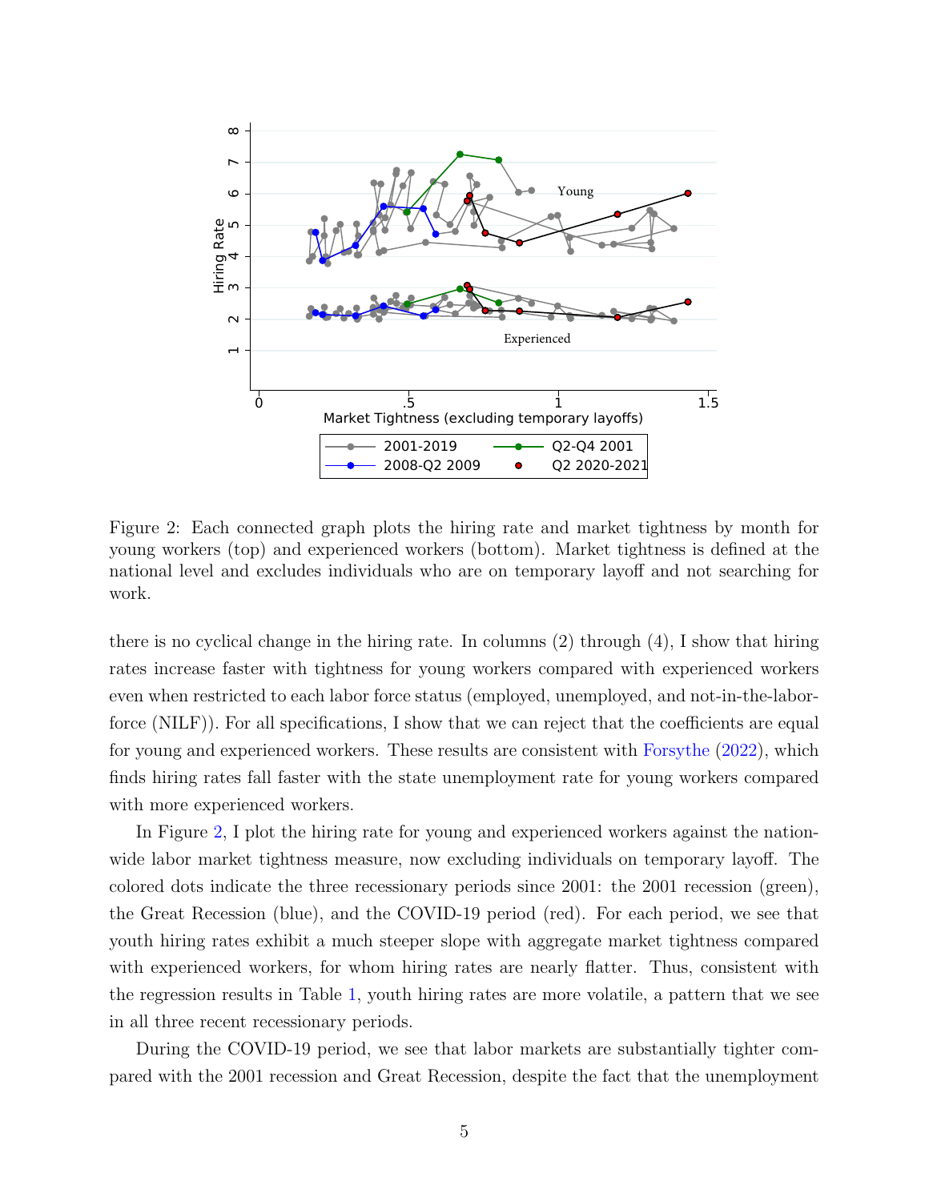Figure 2: Each connected graph plots the hiring rate and market tightness by month for young workers (top) and experienced workers (bottom). Market tightness is defined at the national level and excludes individuals who are on temporary layoff and not searching for work.

there is no cyclical change in the hiring rate. In columns (2) through (4), I show that hiring rates increase faster with tightness for young workers compared with experienced workers even when restricted to each labor force status (employed, unemployed, and not-in-the-labor-force (NILF)). For all specifications, I show that we can reject that the coefficients are equal for young and experienced workers. These results are consistent with Forsythe (2022), which finds hiring rates fall faster with the state unemployment rate for young workers compared with more experienced workers.

In Figure 2, I plot the hiring rate for young and experienced workers against the nationwide labor market tightness measure, now excluding individuals on temporary layoff. The colored dots indicate the three recessionary periods since 2001: the 2001 recession (green), the Great Recession (blue), and the COVID-19 period (red). For each period, we see that youth hiring rates exhibit a much steeper slope with aggregate market tightness compared with experienced workers, for whom hiring rates are nearly flatter. Thus, consistent with the regression results in Table 1, youth hiring rates are more volatile, a pattern that we see in all three recent recessionary periods.

During the COVID-19 period, we see that labor markets are substantially tighter compared with the 2001 recession and Great Recession, despite the fact that the unemployment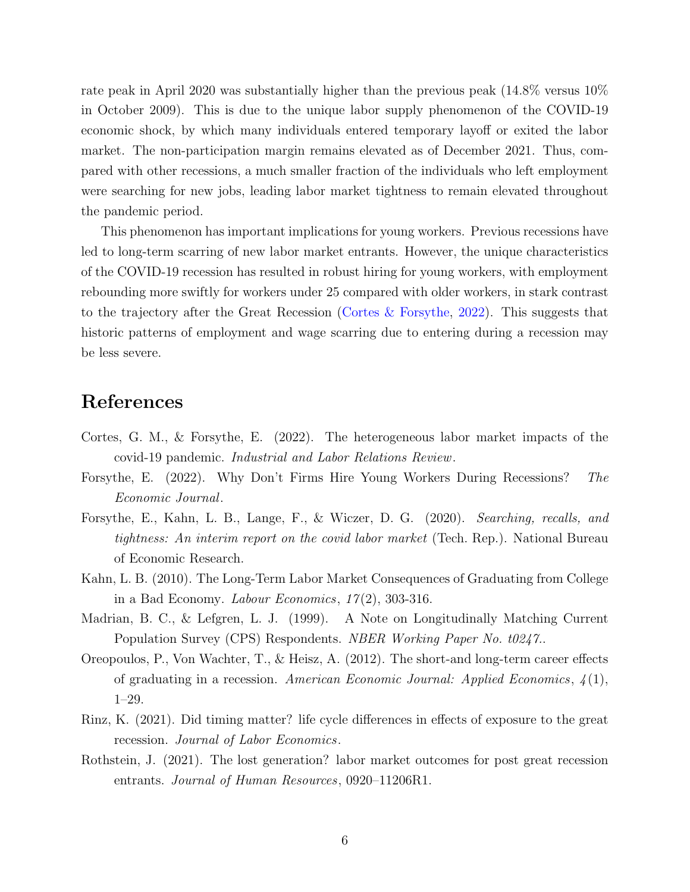rate peak in April 2020 was substantially higher than the previous peak (14.8% versus 10% in October 2009). This is due to the unique labor supply phenomenon of the COVID-19 economic shock, by which many individuals entered temporary layoff or exited the labor market. The non-participation margin remains elevated as of December 2021. Thus, compared with other recessions, a much smaller fraction of the individuals who left employment were searching for new jobs, leading labor market tightness to remain elevated throughout the pandemic period.

This phenomenon has important implications for young workers. Previous recessions have led to long-term scarring of new labor market entrants. However, the unique characteristics of the COVID-19 recession has resulted in robust hiring for young workers, with employment rebounding more swiftly for workers under 25 compared with older workers, in stark contrast to the trajectory after the Great Recession (Cortes & Forsythe, 2022). This suggests that historic patterns of employment and wage scarring due to entering during a recession may be less severe.

# References

Cortes, G. M., & Forsythe, E. (2022). The heterogeneous labor market impacts of the covid-19 pandemic. *Industrial and Labor Relations Review*.

Forsythe, E. (2022). Why Don't Firms Hire Young Workers During Recessions? *The Economic Journal*.

Forsythe, E., Kahn, L. B., Lange, F., & Wiczer, D. G. (2020). *Searching, recalls, and tightness: An interim report on the covid labor market* (Tech. Rep.). National Bureau of Economic Research.

Kahn, L. B. (2010). The Long-Term Labor Market Consequences of Graduating from College in a Bad Economy. *Labour Economics*, *17*(2), 303-316.

Madrian, B. C., & Lefgren, L. J. (1999). A Note on Longitudinally Matching Current Population Survey (CPS) Respondents. *NBER Working Paper No. t0247.*.

Oreopoulos, P., Von Wachter, T., & Heisz, A. (2012). The short-and long-term career effects of graduating in a recession. *American Economic Journal: Applied Economics*, *4*(1), 1–29.

Rinz, K. (2021). Did timing matter? life cycle differences in effects of exposure to the great recession. *Journal of Labor Economics*.

Rothstein, J. (2021). The lost generation? labor market outcomes for post great recession entrants. *Journal of Human Resources*, 0920–11206R1.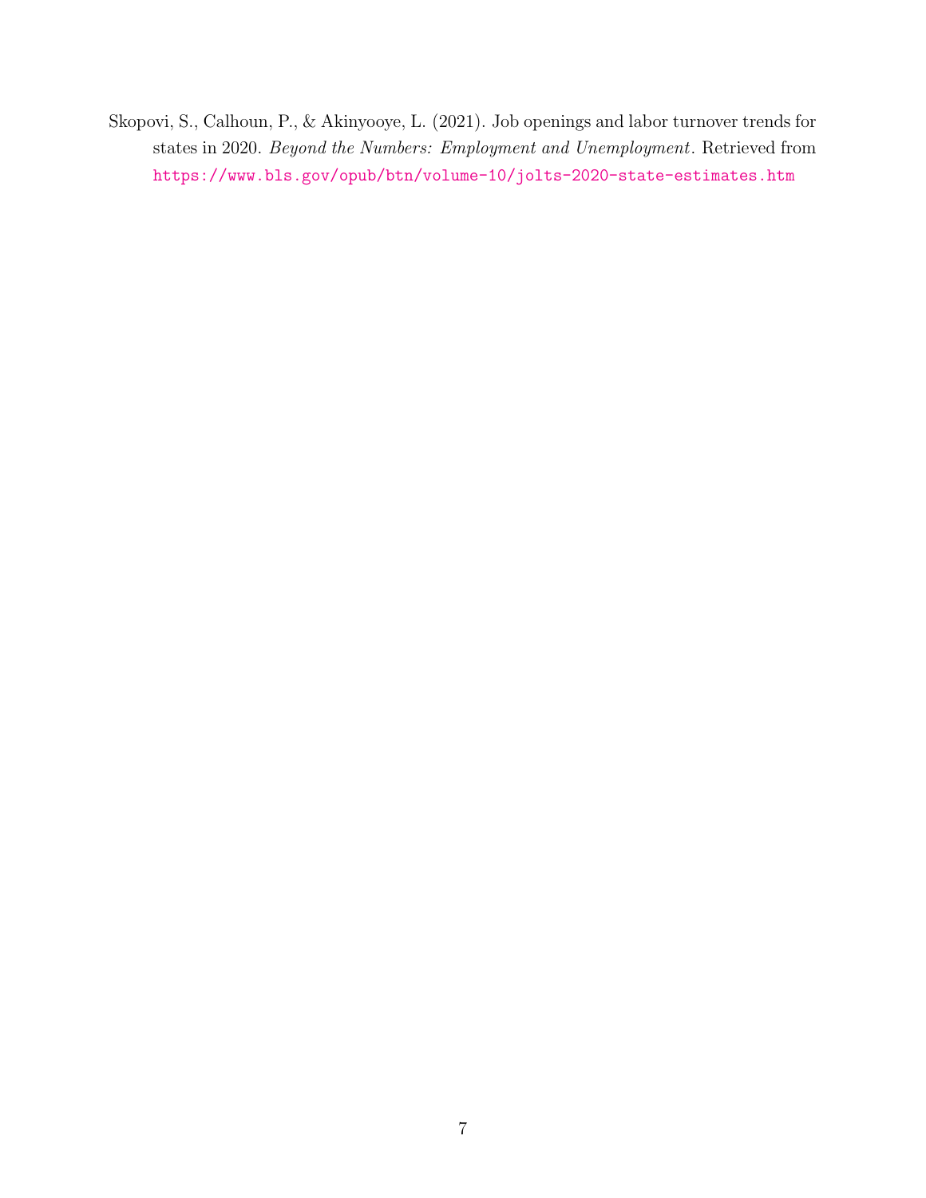Skopovi, S., Calhoun, P., & Akinyooye, L. (2021). Job openings and labor turnover trends for states in 2020. *Beyond the Numbers: Employment and Unemployment*. Retrieved from https://www.bls.gov/opub/btn/volume-10/jolts-2020-state-estimates.htm